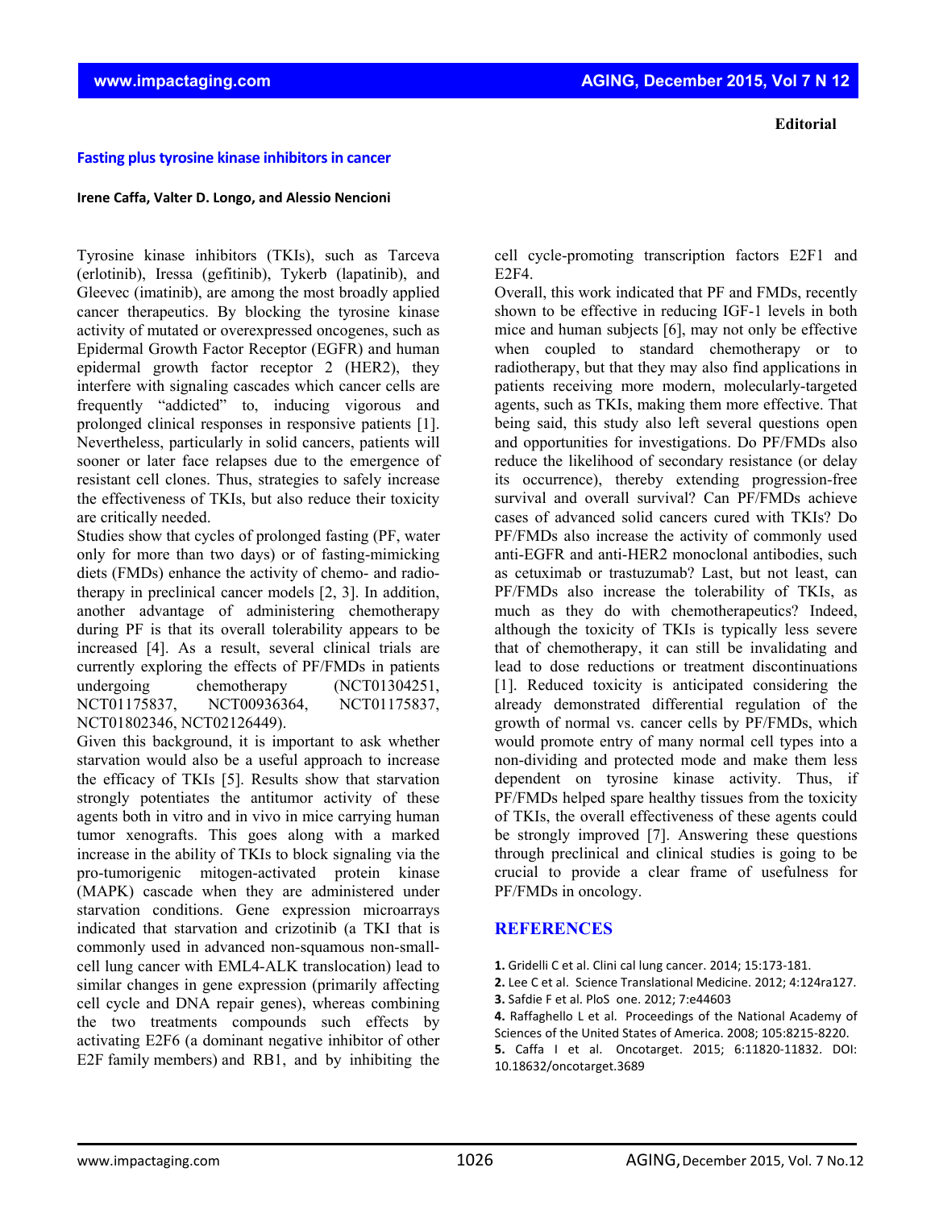Editorial

# Fasting plus tyrosine kinase inhibitors in cancer

**Irene Caffa, Valter D. Longo, and Alessio Nencioni**

Tyrosine kinase inhibitors (TKIs), such as Tarceva (erlotinib), Iressa (gefitinib), Tykerb (lapatinib), and Gleevec (imatinib), are among the most broadly applied cancer therapeutics. By blocking the tyrosine kinase activity of mutated or overexpressed oncogenes, such as Epidermal Growth Factor Receptor (EGFR) and human epidermal growth factor receptor 2 (HER2), they interfere with signaling cascades which cancer cells are frequently "addicted" to, inducing vigorous and prolonged clinical responses in responsive patients [1]. Nevertheless, particularly in solid cancers, patients will sooner or later face relapses due to the emergence of resistant cell clones. Thus, strategies to safely increase the effectiveness of TKIs, but also reduce their toxicity are critically needed.

Studies show that cycles of prolonged fasting (PF, water only for more than two days) or of fasting-mimicking diets (FMDs) enhance the activity of chemo- and radio-therapy in preclinical cancer models [2, 3]. In addition, another advantage of administering chemotherapy during PF is that its overall tolerability appears to be increased [4]. As a result, several clinical trials are currently exploring the effects of PF/FMDs in patients undergoing chemotherapy (NCT01304251, NCT01175837, NCT00936364, NCT01175837, NCT01802346, NCT02126449).

Given this background, it is important to ask whether starvation would also be a useful approach to increase the efficacy of TKIs [5]. Results show that starvation strongly potentiates the antitumor activity of these agents both in vitro and in vivo in mice carrying human tumor xenografts. This goes along with a marked increase in the ability of TKIs to block signaling via the pro-tumorigenic mitogen-activated protein kinase (MAPK) cascade when they are administered under starvation conditions. Gene expression microarrays indicated that starvation and crizotinib (a TKI that is commonly used in advanced non-squamous non-small-cell lung cancer with EML4-ALK translocation) lead to similar changes in gene expression (primarily affecting cell cycle and DNA repair genes), whereas combining the two treatments compounds such effects by activating E2F6 (a dominant negative inhibitor of other E2F family members) and RB1, and by inhibiting the cell cycle-promoting transcription factors E2F1 and E2F4.

Overall, this work indicated that PF and FMDs, recently shown to be effective in reducing IGF-1 levels in both mice and human subjects [6], may not only be effective when coupled to standard chemotherapy or to radiotherapy, but that they may also find applications in patients receiving more modern, molecularly-targeted agents, such as TKIs, making them more effective. That being said, this study also left several questions open and opportunities for investigations. Do PF/FMDs also reduce the likelihood of secondary resistance (or delay its occurrence), thereby extending progression-free survival and overall survival? Can PF/FMDs achieve cases of advanced solid cancers cured with TKIs? Do PF/FMDs also increase the activity of commonly used anti-EGFR and anti-HER2 monoclonal antibodies, such as cetuximab or trastuzumab? Last, but not least, can PF/FMDs also increase the tolerability of TKIs, as much as they do with chemotherapeutics? Indeed, although the toxicity of TKIs is typically less severe that of chemotherapy, it can still be invalidating and lead to dose reductions or treatment discontinuations [1]. Reduced toxicity is anticipated considering the already demonstrated differential regulation of the growth of normal vs. cancer cells by PF/FMDs, which would promote entry of many normal cell types into a non-dividing and protected mode and make them less dependent on tyrosine kinase activity. Thus, if PF/FMDs helped spare healthy tissues from the toxicity of TKIs, the overall effectiveness of these agents could be strongly improved [7]. Answering these questions through preclinical and clinical studies is going to be crucial to provide a clear frame of usefulness for PF/FMDs in oncology.

## REFERENCES

**1.** Gridelli C et al. Clini cal lung cancer. 2014; 15:173-181.

**2.** Lee C et al. Science Translational Medicine. 2012; 4:124ra127.

**3.** Safdie F et al. PloS one. 2012; 7:e44603

**4.** Raffaghello L et al. Proceedings of the National Academy of Sciences of the United States of America. 2008; 105:8215-8220.

**5.** Caffa I et al. Oncotarget. 2015; 6:11820-11832. DOI: 10.18632/oncotarget.3689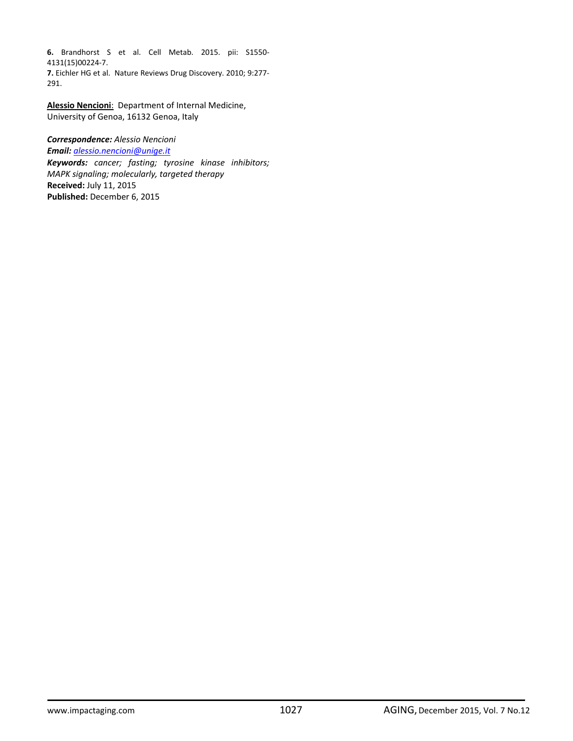**6.** Brandhorst S et al. Cell Metab. 2015. pii: S1550-4131(15)00224-7.

**7.** Eichler HG et al. Nature Reviews Drug Discovery. 2010; 9:277-291.

**Alessio Nencioni**: Department of Internal Medicine, University of Genoa, 16132 Genoa, Italy

***Correspondence:*** *Alessio Nencioni*
***Email:*** *alessio.nencioni@unige.it*
***Keywords:*** *cancer; fasting; tyrosine kinase inhibitors; MAPK signaling; molecularly, targeted therapy*
**Received:** July 11, 2015
**Published:** December 6, 2015